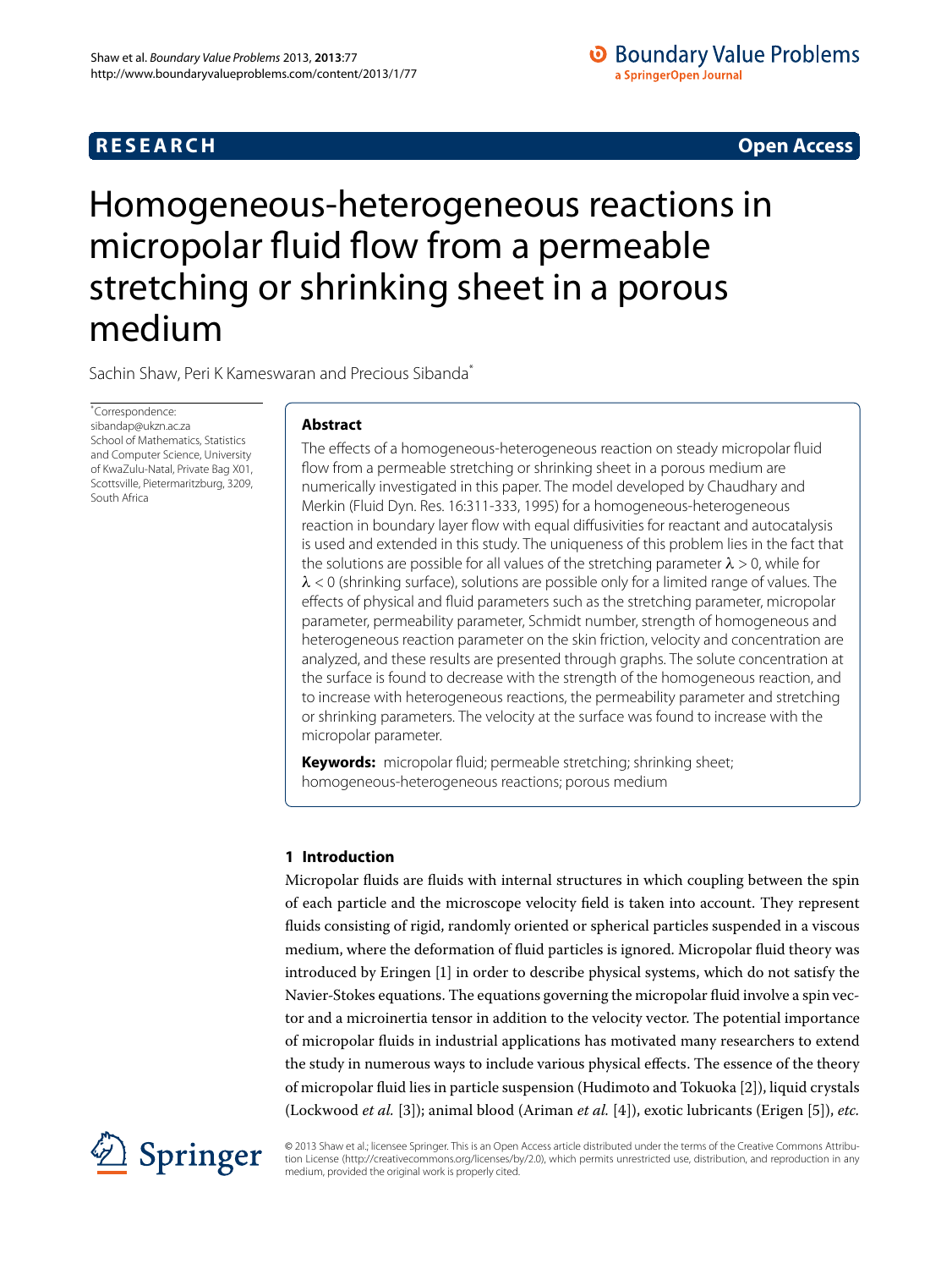**RESEARCH** **Open Access**

# Homogeneous-heterogeneous reactions in micropolar fluid flow from a permeable stretching or shrinking sheet in a porous medium

Sachin Shaw, Peri K Kameswaran and Precious Sibanda*

*Correspondence: sibandap@ukzn.ac.za
School of Mathematics, Statistics and Computer Science, University of KwaZulu-Natal, Private Bag X01, Scottsville, Pietermaritzburg, 3209, South Africa

## Abstract

The effects of a homogeneous-heterogeneous reaction on steady micropolar fluid flow from a permeable stretching or shrinking sheet in a porous medium are numerically investigated in this paper. The model developed by Chaudhary and Merkin (Fluid Dyn. Res. 16:311-333, 1995) for a homogeneous-heterogeneous reaction in boundary layer flow with equal diffusivities for reactant and autocatalysis is used and extended in this study. The uniqueness of this problem lies in the fact that the solutions are possible for all values of the stretching parameter $\lambda > 0$, while for $\lambda < 0$ (shrinking surface), solutions are possible only for a limited range of values. The effects of physical and fluid parameters such as the stretching parameter, micropolar parameter, permeability parameter, Schmidt number, strength of homogeneous and heterogeneous reaction parameter on the skin friction, velocity and concentration are analyzed, and these results are presented through graphs. The solute concentration at the surface is found to decrease with the strength of the homogeneous reaction, and to increase with heterogeneous reactions, the permeability parameter and stretching or shrinking parameters. The velocity at the surface was found to increase with the micropolar parameter.

**Keywords:** micropolar fluid; permeable stretching; shrinking sheet; homogeneous-heterogeneous reactions; porous medium

## 1 Introduction

Micropolar fluids are fluids with internal structures in which coupling between the spin of each particle and the microscope velocity field is taken into account. They represent fluids consisting of rigid, randomly oriented or spherical particles suspended in a viscous medium, where the deformation of fluid particles is ignored. Micropolar fluid theory was introduced by Eringen [1] in order to describe physical systems, which do not satisfy the Navier-Stokes equations. The equations governing the micropolar fluid involve a spin vector and a microinertia tensor in addition to the velocity vector. The potential importance of micropolar fluids in industrial applications has motivated many researchers to extend the study in numerous ways to include various physical effects. The essence of the theory of micropolar fluid lies in particle suspension (Hudimoto and Tokuoka [2]), liquid crystals (Lockwood *et al.* [3]); animal blood (Ariman *et al.* [4]), exotic lubricants (Erigen [5]), *etc.*

© 2013 Shaw et al.; licensee Springer. This is an Open Access article distributed under the terms of the Creative Commons Attribution License (http://creativecommons.org/licenses/by/2.0), which permits unrestricted use, distribution, and reproduction in any medium, provided the original work is properly cited.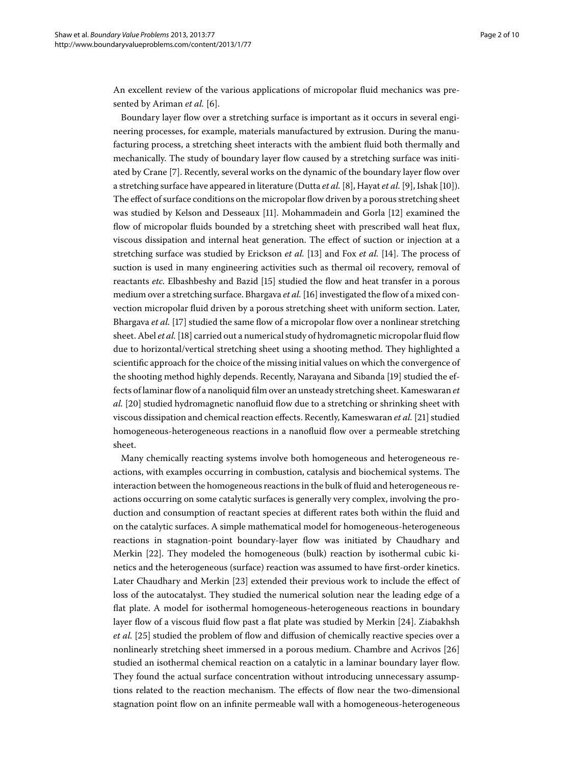An excellent review of the various applications of micropolar fluid mechanics was presented by Ariman *et al.* [6].

Boundary layer flow over a stretching surface is important as it occurs in several engineering processes, for example, materials manufactured by extrusion. During the manufacturing process, a stretching sheet interacts with the ambient fluid both thermally and mechanically. The study of boundary layer flow caused by a stretching surface was initiated by Crane [7]. Recently, several works on the dynamic of the boundary layer flow over a stretching surface have appeared in literature (Dutta *et al.* [8], Hayat *et al.* [9], Ishak [10]). The effect of surface conditions on the micropolar flow driven by a porous stretching sheet was studied by Kelson and Desseaux [11]. Mohammadein and Gorla [12] examined the flow of micropolar fluids bounded by a stretching sheet with prescribed wall heat flux, viscous dissipation and internal heat generation. The effect of suction or injection at a stretching surface was studied by Erickson *et al.* [13] and Fox *et al.* [14]. The process of suction is used in many engineering activities such as thermal oil recovery, removal of reactants *etc.* Elbashbeshy and Bazid [15] studied the flow and heat transfer in a porous medium over a stretching surface. Bhargava *et al.* [16] investigated the flow of a mixed convection micropolar fluid driven by a porous stretching sheet with uniform section. Later, Bhargava *et al.* [17] studied the same flow of a micropolar flow over a nonlinear stretching sheet. Abel *et al.* [18] carried out a numerical study of hydromagnetic micropolar fluid flow due to horizontal/vertical stretching sheet using a shooting method. They highlighted a scientific approach for the choice of the missing initial values on which the convergence of the shooting method highly depends. Recently, Narayana and Sibanda [19] studied the effects of laminar flow of a nanoliquid film over an unsteady stretching sheet. Kameswaran *et al.* [20] studied hydromagnetic nanofluid flow due to a stretching or shrinking sheet with viscous dissipation and chemical reaction effects. Recently, Kameswaran *et al.* [21] studied homogeneous-heterogeneous reactions in a nanofluid flow over a permeable stretching sheet.

Many chemically reacting systems involve both homogeneous and heterogeneous reactions, with examples occurring in combustion, catalysis and biochemical systems. The interaction between the homogeneous reactions in the bulk of fluid and heterogeneous reactions occurring on some catalytic surfaces is generally very complex, involving the production and consumption of reactant species at different rates both within the fluid and on the catalytic surfaces. A simple mathematical model for homogeneous-heterogeneous reactions in stagnation-point boundary-layer flow was initiated by Chaudhary and Merkin [22]. They modeled the homogeneous (bulk) reaction by isothermal cubic kinetics and the heterogeneous (surface) reaction was assumed to have first-order kinetics. Later Chaudhary and Merkin [23] extended their previous work to include the effect of loss of the autocatalyst. They studied the numerical solution near the leading edge of a flat plate. A model for isothermal homogeneous-heterogeneous reactions in boundary layer flow of a viscous fluid flow past a flat plate was studied by Merkin [24]. Ziabakhsh *et al.* [25] studied the problem of flow and diffusion of chemically reactive species over a nonlinearly stretching sheet immersed in a porous medium. Chambre and Acrivos [26] studied an isothermal chemical reaction on a catalytic in a laminar boundary layer flow. They found the actual surface concentration without introducing unnecessary assumptions related to the reaction mechanism. The effects of flow near the two-dimensional stagnation point flow on an infinite permeable wall with a homogeneous-heterogeneous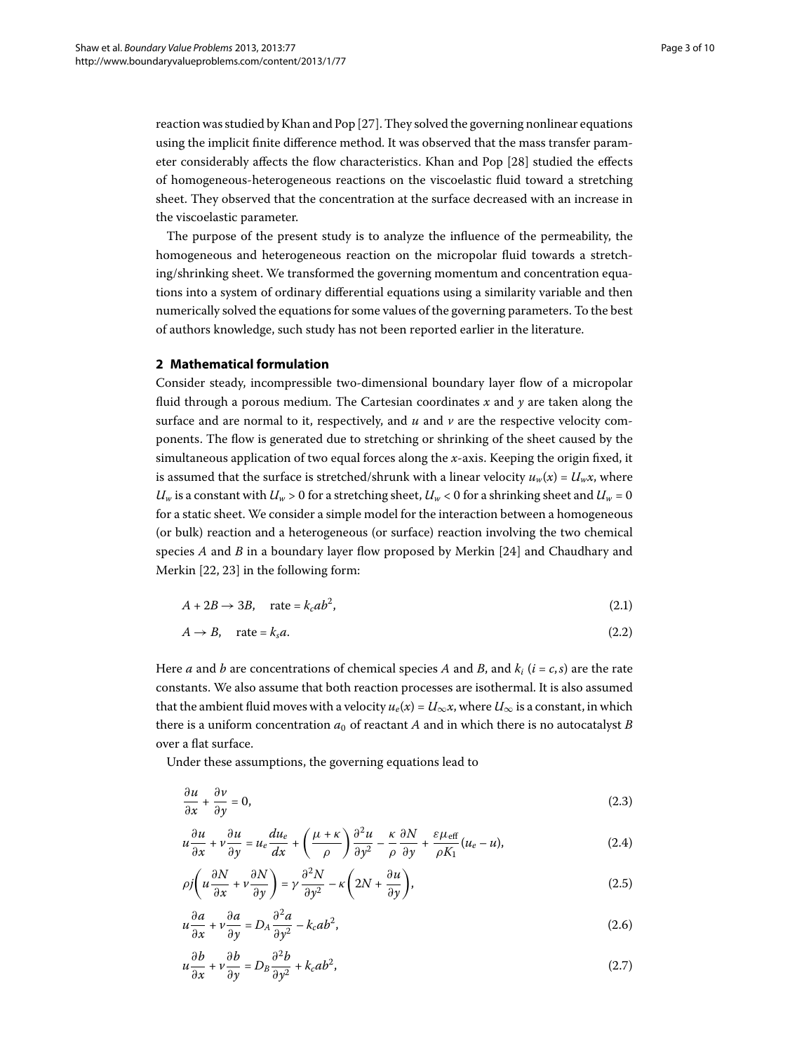reaction was studied by Khan and Pop [27]. They solved the governing nonlinear equations using the implicit finite difference method. It was observed that the mass transfer parameter considerably affects the flow characteristics. Khan and Pop [28] studied the effects of homogeneous-heterogeneous reactions on the viscoelastic fluid toward a stretching sheet. They observed that the concentration at the surface decreased with an increase in the viscoelastic parameter.

The purpose of the present study is to analyze the influence of the permeability, the homogeneous and heterogeneous reaction on the micropolar fluid towards a stretching/shrinking sheet. We transformed the governing momentum and concentration equations into a system of ordinary differential equations using a similarity variable and then numerically solved the equations for some values of the governing parameters. To the best of authors knowledge, such study has not been reported earlier in the literature.

## 2 Mathematical formulation

Consider steady, incompressible two-dimensional boundary layer flow of a micropolar fluid through a porous medium. The Cartesian coordinates $x$ and $y$ are taken along the surface and are normal to it, respectively, and $u$ and $v$ are the respective velocity components. The flow is generated due to stretching or shrinking of the sheet caused by the simultaneous application of two equal forces along the $x$-axis. Keeping the origin fixed, it is assumed that the surface is stretched/shrunk with a linear velocity $u_w(x) = U_w x$, where $U_w$ is a constant with $U_w > 0$ for a stretching sheet, $U_w < 0$ for a shrinking sheet and $U_w = 0$ for a static sheet. We consider a simple model for the interaction between a homogeneous (or bulk) reaction and a heterogeneous (or surface) reaction involving the two chemical species $A$ and $B$ in a boundary layer flow proposed by Merkin [24] and Chaudhary and Merkin [22, 23] in the following form:

$$A + 2B \rightarrow 3B, \quad \text{rate} = k_c a b^2, \tag{2.1}$$

$$A \rightarrow B, \quad \text{rate} = k_s a. \tag{2.2}$$

Here $a$ and $b$ are concentrations of chemical species $A$ and $B$, and $k_i$ ($i = c, s$) are the rate constants. We also assume that both reaction processes are isothermal. It is also assumed that the ambient fluid moves with a velocity $u_e(x) = U_\infty x$, where $U_\infty$ is a constant, in which there is a uniform concentration $a_0$ of reactant $A$ and in which there is no autocatalyst $B$ over a flat surface.

Under these assumptions, the governing equations lead to

$$\frac{\partial u}{\partial x} + \frac{\partial v}{\partial y} = 0, \tag{2.3}$$

$$u\frac{\partial u}{\partial x} + v\frac{\partial u}{\partial y} = u_e\frac{du_e}{dx} + \left(\frac{\mu + \kappa}{\rho}\right)\frac{\partial^2 u}{\partial y^2} - \frac{\kappa}{\rho}\frac{\partial N}{\partial y} + \frac{\varepsilon \mu_{\text{eff}}}{\rho K_1}(u_e - u), \tag{2.4}$$

$$\rho j\left(u\frac{\partial N}{\partial x} + v\frac{\partial N}{\partial y}\right) = \gamma\frac{\partial^2 N}{\partial y^2} - \kappa\left(2N + \frac{\partial u}{\partial y}\right), \tag{2.5}$$

$$u\frac{\partial a}{\partial x} + v\frac{\partial a}{\partial y} = D_A\frac{\partial^2 a}{\partial y^2} - k_c a b^2, \tag{2.6}$$

$$u\frac{\partial b}{\partial x} + v\frac{\partial b}{\partial y} = D_B\frac{\partial^2 b}{\partial y^2} + k_c a b^2, \tag{2.7}$$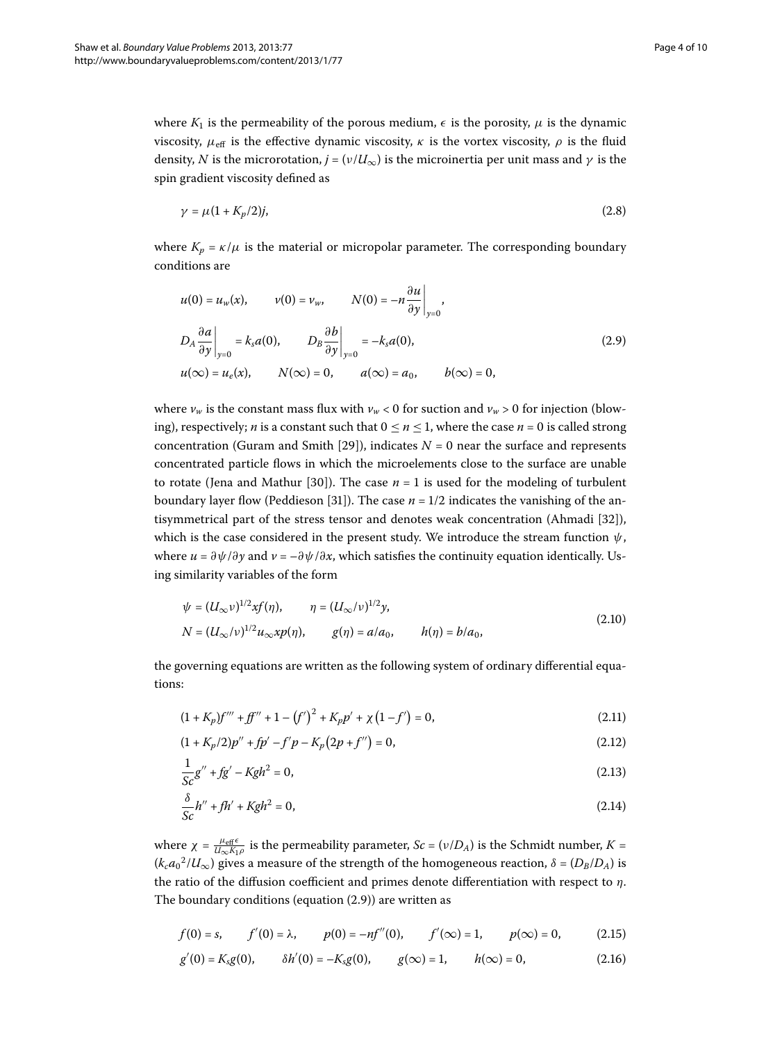where $K_1$ is the permeability of the porous medium, $\epsilon$ is the porosity, $\mu$ is the dynamic viscosity, $\mu_{\text{eff}}$ is the effective dynamic viscosity, $\kappa$ is the vortex viscosity, $\rho$ is the fluid density, $N$ is the microrotation, $j = (\nu/U_\infty)$ is the microinertia per unit mass and $\gamma$ is the spin gradient viscosity defined as

$$\gamma = \mu(1 + K_p/2)j, \tag{2.8}$$

where $K_p = \kappa/\mu$ is the material or micropolar parameter. The corresponding boundary conditions are

$$\begin{aligned}
&u(0) = u_w(x), \qquad v(0) = v_w, \qquad N(0) = -n\left.\frac{\partial u}{\partial y}\right|_{y=0}, \\
&D_A\left.\frac{\partial a}{\partial y}\right|_{y=0} = k_s a(0), \qquad D_B\left.\frac{\partial b}{\partial y}\right|_{y=0} = -k_s a(0), \\
&u(\infty) = u_e(x), \qquad N(\infty) = 0, \qquad a(\infty) = a_0, \qquad b(\infty) = 0,
\end{aligned} \tag{2.9}$$

where $v_w$ is the constant mass flux with $v_w < 0$ for suction and $v_w > 0$ for injection (blowing), respectively; $n$ is a constant such that $0 \leq n \leq 1$, where the case $n = 0$ is called strong concentration (Guram and Smith [29]), indicates $N = 0$ near the surface and represents concentrated particle flows in which the microelements close to the surface are unable to rotate (Jena and Mathur [30]). The case $n = 1$ is used for the modeling of turbulent boundary layer flow (Peddieson [31]). The case $n = 1/2$ indicates the vanishing of the antisymmetrical part of the stress tensor and denotes weak concentration (Ahmadi [32]), which is the case considered in the present study. We introduce the stream function $\psi$, where $u = \partial\psi/\partial y$ and $v = -\partial\psi/\partial x$, which satisfies the continuity equation identically. Using similarity variables of the form

$$\begin{aligned}
&\psi = (U_\infty \nu)^{1/2} x f(\eta), \qquad \eta = (U_\infty/\nu)^{1/2} y, \\
&N = (U_\infty/\nu)^{1/2} u_\infty x p(\eta), \qquad g(\eta) = a/a_0, \qquad h(\eta) = b/a_0,
\end{aligned} \tag{2.10}$$

the governing equations are written as the following system of ordinary differential equations:

$$(1 + K_p)f''' + ff'' + 1 - (f')^2 + K_p p' + \chi(1 - f') = 0, \tag{2.11}$$

$$(1 + K_p/2)p'' + fp' - f'p - K_p(2p + f'') = 0, \tag{2.12}$$

$$\frac{1}{Sc}g'' + fg' - Kgh^2 = 0, \tag{2.13}$$

$$\frac{\delta}{Sc}h'' + fh' + Kgh^2 = 0, \tag{2.14}$$

where $\chi = \frac{\mu_{\text{eff}}\epsilon}{U_\infty K_1 \rho}$ is the permeability parameter, $Sc = (\nu/D_A)$ is the Schmidt number, $K = (k_c a_0{}^2/U_\infty)$ gives a measure of the strength of the homogeneous reaction, $\delta = (D_B/D_A)$ is the ratio of the diffusion coefficient and primes denote differentiation with respect to $\eta$. The boundary conditions (equation (2.9)) are written as

$$f(0) = s, \qquad f'(0) = \lambda, \qquad p(0) = -nf''(0), \qquad f'(\infty) = 1, \qquad p(\infty) = 0, \tag{2.15}$$

$$g'(0) = K_s g(0), \qquad \delta h'(0) = -K_s g(0), \qquad g(\infty) = 1, \qquad h(\infty) = 0, \tag{2.16}$$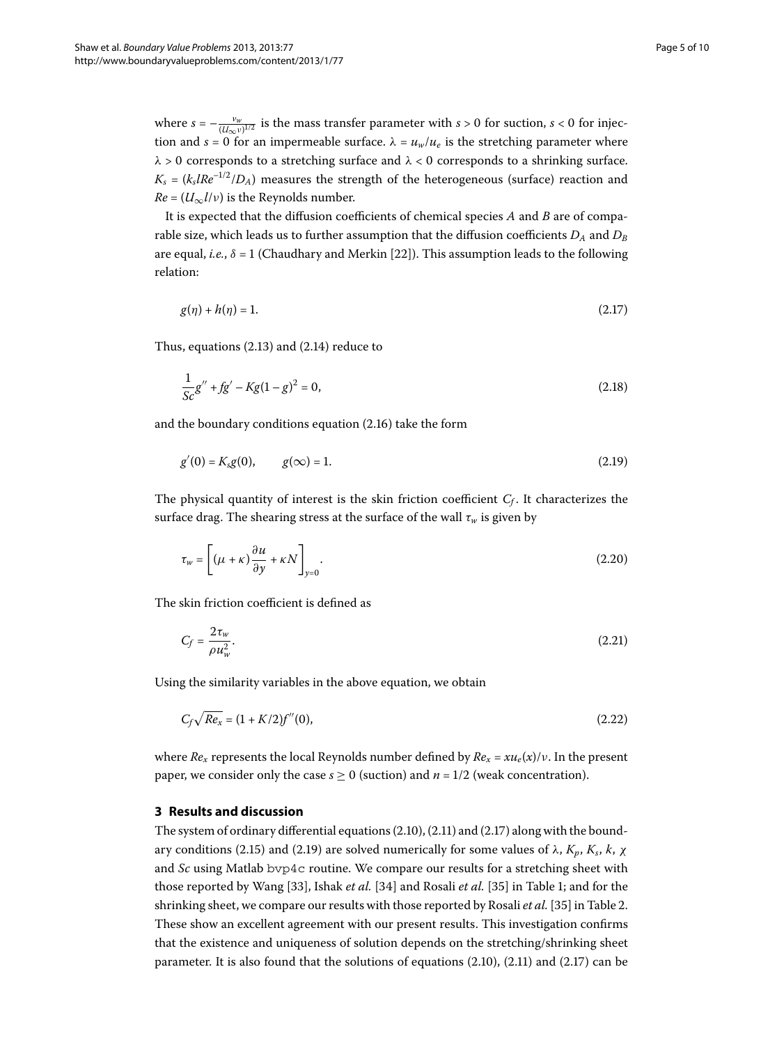where $s = -\frac{v_w}{(U_\infty \nu)^{1/2}}$ is the mass transfer parameter with $s > 0$ for suction, $s < 0$ for injection and $s = 0$ for an impermeable surface. $\lambda = u_w/u_e$ is the stretching parameter where $\lambda > 0$ corresponds to a stretching surface and $\lambda < 0$ corresponds to a shrinking surface. $K_s = (k_s l Re^{-1/2}/D_A)$ measures the strength of the heterogeneous (surface) reaction and $Re = (U_\infty l/\nu)$ is the Reynolds number.

It is expected that the diffusion coefficients of chemical species $A$ and $B$ are of comparable size, which leads us to further assumption that the diffusion coefficients $D_A$ and $D_B$ are equal, *i.e.*, $\delta = 1$ (Chaudhary and Merkin [22]). This assumption leads to the following relation:

$$g(\eta) + h(\eta) = 1. \tag{2.17}$$

Thus, equations (2.13) and (2.14) reduce to

$$\frac{1}{Sc}g'' + fg' - Kg(1-g)^2 = 0, \tag{2.18}$$

and the boundary conditions equation (2.16) take the form

$$g'(0) = K_s g(0), \qquad g(\infty) = 1. \tag{2.19}$$

The physical quantity of interest is the skin friction coefficient $C_f$. It characterizes the surface drag. The shearing stress at the surface of the wall $\tau_w$ is given by

$$\tau_w = \left[(\mu + \kappa)\frac{\partial u}{\partial y} + \kappa N\right]_{y=0}. \tag{2.20}$$

The skin friction coefficient is defined as

$$C_f = \frac{2\tau_w}{\rho u_w^2}. \tag{2.21}$$

Using the similarity variables in the above equation, we obtain

$$C_f\sqrt{Re_x} = (1 + K/2)f''(0), \tag{2.22}$$

where $Re_x$ represents the local Reynolds number defined by $Re_x = xu_e(x)/\nu$. In the present paper, we consider only the case $s \geq 0$ (suction) and $n = 1/2$ (weak concentration).

## 3 Results and discussion

The system of ordinary differential equations (2.10), (2.11) and (2.17) along with the boundary conditions (2.15) and (2.19) are solved numerically for some values of $\lambda$, $K_p$, $K_s$, $k$, $\chi$ and $Sc$ using Matlab `bvp4c` routine. We compare our results for a stretching sheet with those reported by Wang [33], Ishak *et al.* [34] and Rosali *et al.* [35] in Table 1; and for the shrinking sheet, we compare our results with those reported by Rosali *et al.* [35] in Table 2. These show an excellent agreement with our present results. This investigation confirms that the existence and uniqueness of solution depends on the stretching/shrinking sheet parameter. It is also found that the solutions of equations (2.10), (2.11) and (2.17) can be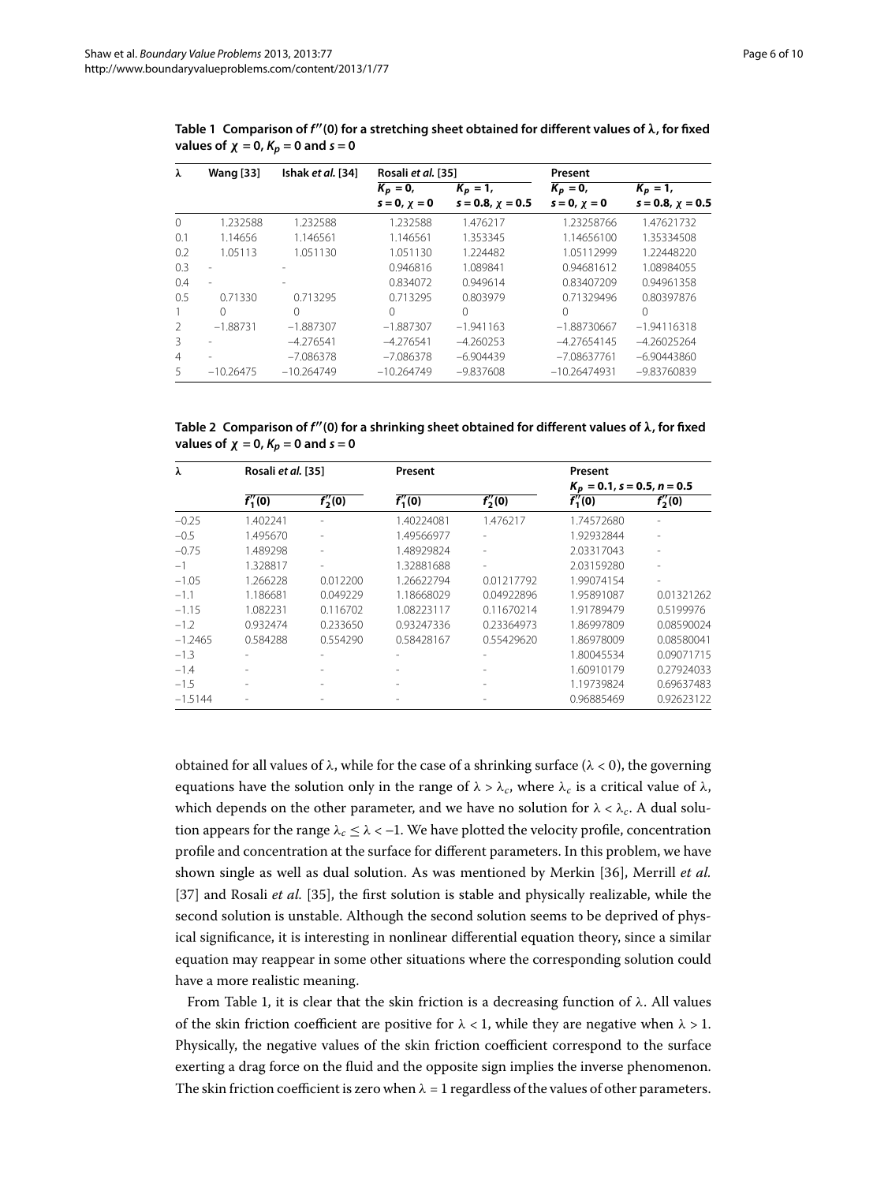**Table 1 Comparison of $f''(0)$ for a stretching sheet obtained for different values of λ, for fixed values of $\chi = 0$, $K_p = 0$ and $s = 0$**

| λ | Wang [33] | Ishak *et al.* [34] | Rosali *et al.* [35] | | Present | |
|---|---|---|---|---|---|---|
| | | | $K_p = 0$, $s = 0$, $\chi = 0$ | $K_p = 1$, $s = 0.8$, $\chi = 0.5$ | $K_p = 0$, $s = 0$, $\chi = 0$ | $K_p = 1$, $s = 0.8$, $\chi = 0.5$ |
| 0 | 1.232588 | 1.232588 | 1.232588 | 1.476217 | 1.23258766 | 1.47621732 |
| 0.1 | 1.14656 | 1.146561 | 1.146561 | 1.353345 | 1.14656100 | 1.35334508 |
| 0.2 | 1.05113 | 1.051130 | 1.051130 | 1.224482 | 1.05112999 | 1.22448220 |
| 0.3 | - | - | 0.946816 | 1.089841 | 0.94681612 | 1.08984055 |
| 0.4 | - | - | 0.834072 | 0.949614 | 0.83407209 | 0.94961358 |
| 0.5 | 0.71330 | 0.713295 | 0.713295 | 0.803979 | 0.71329496 | 0.80397876 |
| 1 | 0 | 0 | 0 | 0 | 0 | 0 |
| 2 | −1.88731 | −1.887307 | −1.887307 | −1.941163 | −1.88730667 | −1.94116318 |
| 3 | - | −4.276541 | −4.276541 | −4.260253 | −4.27654145 | −4.26025264 |
| 4 | - | −7.086378 | −7.086378 | −6.904439 | −7.08637761 | −6.90443860 |
| 5 | −10.26475 | −10.264749 | −10.264749 | −9.837608 | −10.26474931 | −9.83760839 |

**Table 2 Comparison of $f''(0)$ for a shrinking sheet obtained for different values of λ, for fixed values of $\chi = 0$, $K_p = 0$ and $s = 0$**

| λ | Rosali *et al.* [35] | | Present | | Present $K_p = 0.1$, $s = 0.5$, $n = 0.5$ | |
|---|---|---|---|---|---|---|
| | $f_1''(0)$ | $f_2''(0)$ | $f_1''(0)$ | $f_2''(0)$ | $f_1''(0)$ | $f_2''(0)$ |
| −0.25 | 1.402241 | - | 1.40224081 | 1.476217 | 1.74572680 | - |
| −0.5 | 1.495670 | - | 1.49566977 | - | 1.92932844 | - |
| −0.75 | 1.489298 | - | 1.48929824 | - | 2.03317043 | - |
| −1 | 1.328817 | - | 1.32881688 | - | 2.03159280 | - |
| −1.05 | 1.266228 | 0.012200 | 1.26622794 | 0.01217792 | 1.99074154 | - |
| −1.1 | 1.186681 | 0.049229 | 1.18668029 | 0.04922896 | 1.95891087 | 0.01321262 |
| −1.15 | 1.082231 | 0.116702 | 1.08223117 | 0.11670214 | 1.91789479 | 0.5199976 |
| −1.2 | 0.932474 | 0.233650 | 0.93247336 | 0.23364973 | 1.86997809 | 0.08590024 |
| −1.2465 | 0.584288 | 0.554290 | 0.58428167 | 0.55429620 | 1.86978009 | 0.08580041 |
| −1.3 | - | - | - | - | 1.80045534 | 0.09071715 |
| −1.4 | - | - | - | - | 1.60910179 | 0.27924033 |
| −1.5 | - | - | - | - | 1.19739824 | 0.69637483 |
| −1.5144 | - | - | - | - | 0.96885469 | 0.92623122 |

obtained for all values of λ, while for the case of a shrinking surface ($\lambda < 0$), the governing equations have the solution only in the range of $\lambda > \lambda_c$, where $\lambda_c$ is a critical value of λ, which depends on the other parameter, and we have no solution for $\lambda < \lambda_c$. A dual solution appears for the range $\lambda_c \leq \lambda < -1$. We have plotted the velocity profile, concentration profile and concentration at the surface for different parameters. In this problem, we have shown single as well as dual solution. As was mentioned by Merkin [36], Merrill *et al.* [37] and Rosali *et al.* [35], the first solution is stable and physically realizable, while the second solution is unstable. Although the second solution seems to be deprived of physical significance, it is interesting in nonlinear differential equation theory, since a similar equation may reappear in some other situations where the corresponding solution could have a more realistic meaning.

From Table 1, it is clear that the skin friction is a decreasing function of λ. All values of the skin friction coefficient are positive for $\lambda < 1$, while they are negative when $\lambda > 1$. Physically, the negative values of the skin friction coefficient correspond to the surface exerting a drag force on the fluid and the opposite sign implies the inverse phenomenon. The skin friction coefficient is zero when $\lambda = 1$ regardless of the values of other parameters.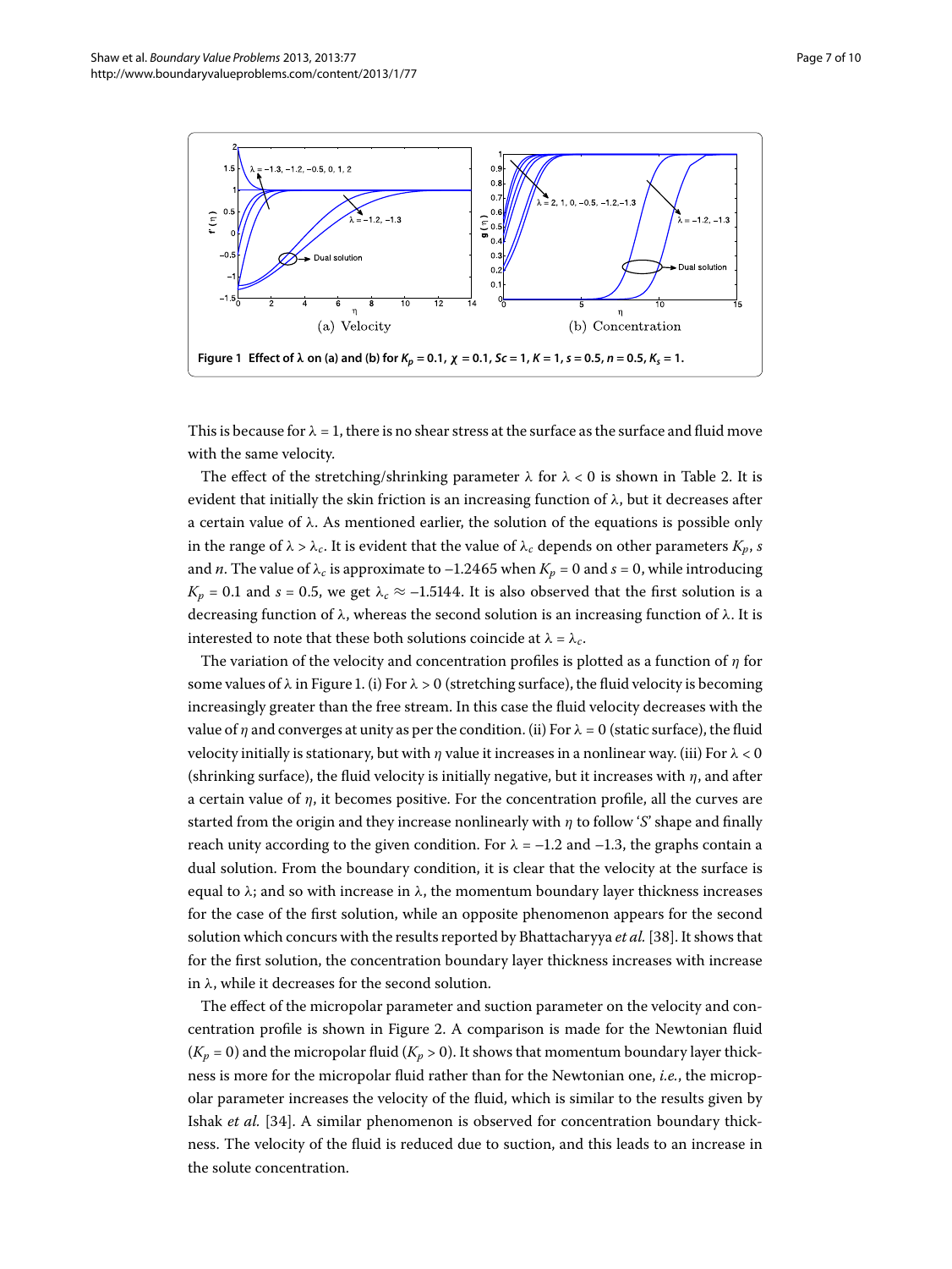**Figure 1 Effect of λ on (a) and (b) for $K_p = 0.1$, $\chi = 0.1$, $Sc = 1$, $K = 1$, $s = 0.5$, $n = 0.5$, $K_s = 1$.**

This is because for $\lambda = 1$, there is no shear stress at the surface as the surface and fluid move with the same velocity.

The effect of the stretching/shrinking parameter $\lambda$ for $\lambda < 0$ is shown in Table 2. It is evident that initially the skin friction is an increasing function of $\lambda$, but it decreases after a certain value of $\lambda$. As mentioned earlier, the solution of the equations is possible only in the range of $\lambda > \lambda_c$. It is evident that the value of $\lambda_c$ depends on other parameters $K_p$, $s$ and $n$. The value of $\lambda_c$ is approximate to $-1.2465$ when $K_p = 0$ and $s = 0$, while introducing $K_p = 0.1$ and $s = 0.5$, we get $\lambda_c \approx -1.5144$. It is also observed that the first solution is a decreasing function of $\lambda$, whereas the second solution is an increasing function of $\lambda$. It is interested to note that these both solutions coincide at $\lambda = \lambda_c$.

The variation of the velocity and concentration profiles is plotted as a function of $\eta$ for some values of $\lambda$ in Figure 1. (i) For $\lambda > 0$ (stretching surface), the fluid velocity is becoming increasingly greater than the free stream. In this case the fluid velocity decreases with the value of $\eta$ and converges at unity as per the condition. (ii) For $\lambda = 0$ (static surface), the fluid velocity initially is stationary, but with $\eta$ value it increases in a nonlinear way. (iii) For $\lambda < 0$ (shrinking surface), the fluid velocity is initially negative, but it increases with $\eta$, and after a certain value of $\eta$, it becomes positive. For the concentration profile, all the curves are started from the origin and they increase nonlinearly with $\eta$ to follow '$S$' shape and finally reach unity according to the given condition. For $\lambda = -1.2$ and $-1.3$, the graphs contain a dual solution. From the boundary condition, it is clear that the velocity at the surface is equal to $\lambda$; and so with increase in $\lambda$, the momentum boundary layer thickness increases for the case of the first solution, while an opposite phenomenon appears for the second solution which concurs with the results reported by Bhattacharyya *et al.* [38]. It shows that for the first solution, the concentration boundary layer thickness increases with increase in $\lambda$, while it decreases for the second solution.

The effect of the micropolar parameter and suction parameter on the velocity and concentration profile is shown in Figure 2. A comparison is made for the Newtonian fluid ($K_p = 0$) and the micropolar fluid ($K_p > 0$). It shows that momentum boundary layer thickness is more for the micropolar fluid rather than for the Newtonian one, *i.e.*, the micropolar parameter increases the velocity of the fluid, which is similar to the results given by Ishak *et al.* [34]. A similar phenomenon is observed for concentration boundary thickness. The velocity of the fluid is reduced due to suction, and this leads to an increase in the solute concentration.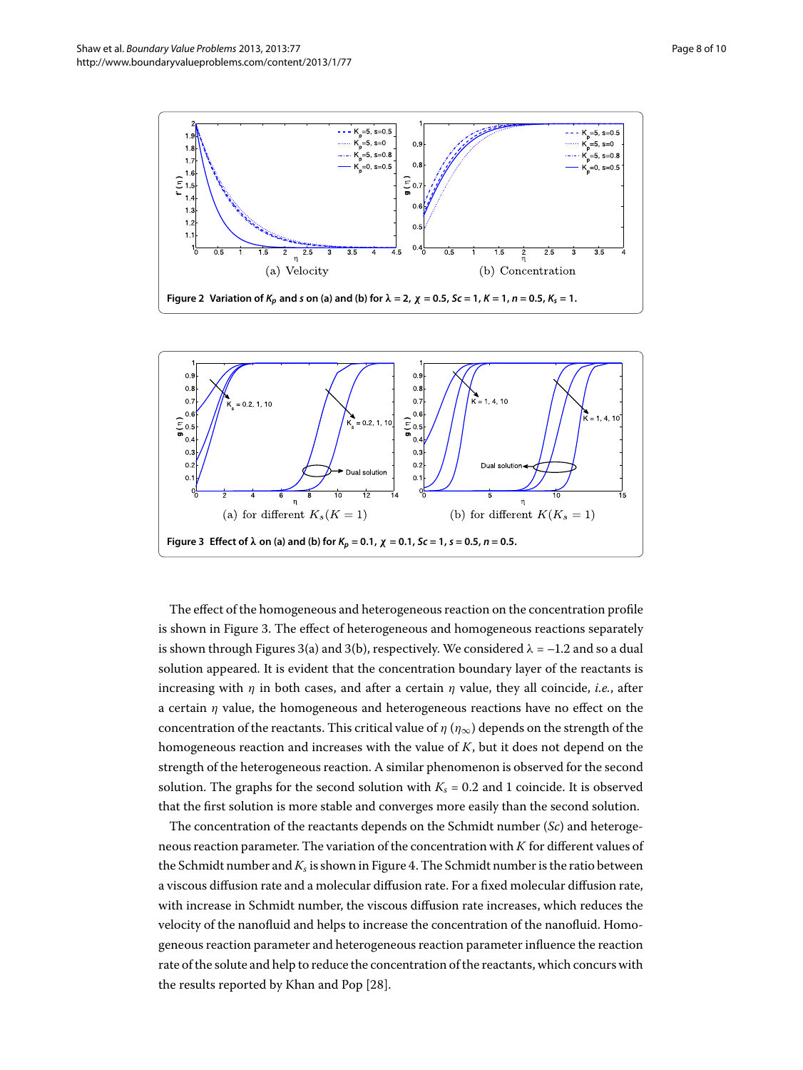Figure 2 Variation of $K_p$ and $s$ on (a) and (b) for $\lambda = 2$, $\chi = 0.5$, $Sc = 1$, $K = 1$, $n = 0.5$, $K_s = 1$.

Figure 3 Effect of $\lambda$ on (a) and (b) for $K_p = 0.1$, $\chi = 0.1$, $Sc = 1$, $s = 0.5$, $n = 0.5$.

The effect of the homogeneous and heterogeneous reaction on the concentration profile is shown in Figure 3. The effect of heterogeneous and homogeneous reactions separately is shown through Figures 3(a) and 3(b), respectively. We considered $\lambda = -1.2$ and so a dual solution appeared. It is evident that the concentration boundary layer of the reactants is increasing with $\eta$ in both cases, and after a certain $\eta$ value, they all coincide, *i.e.*, after a certain $\eta$ value, the homogeneous and heterogeneous reactions have no effect on the concentration of the reactants. This critical value of $\eta$ ($\eta_\infty$) depends on the strength of the homogeneous reaction and increases with the value of $K$, but it does not depend on the strength of the heterogeneous reaction. A similar phenomenon is observed for the second solution. The graphs for the second solution with $K_s = 0.2$ and 1 coincide. It is observed that the first solution is more stable and converges more easily than the second solution.

The concentration of the reactants depends on the Schmidt number ($Sc$) and heterogeneous reaction parameter. The variation of the concentration with $K$ for different values of the Schmidt number and $K_s$ is shown in Figure 4. The Schmidt number is the ratio between a viscous diffusion rate and a molecular diffusion rate. For a fixed molecular diffusion rate, with increase in Schmidt number, the viscous diffusion rate increases, which reduces the velocity of the nanofluid and helps to increase the concentration of the nanofluid. Homogeneous reaction parameter and heterogeneous reaction parameter influence the reaction rate of the solute and help to reduce the concentration of the reactants, which concurs with the results reported by Khan and Pop [28].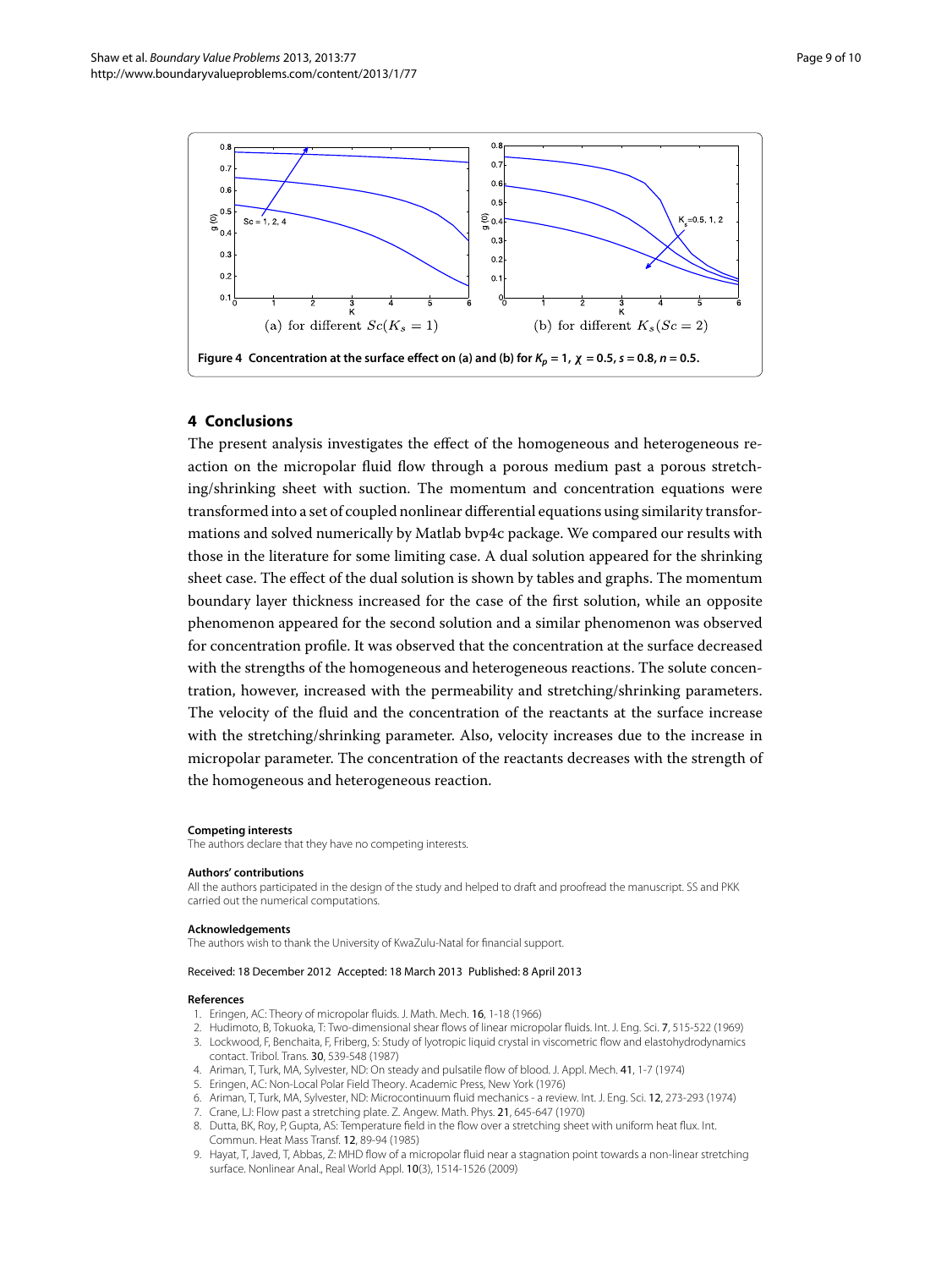Figure 4 Concentration at the surface effect on (a) and (b) for $K_p = 1$, $\chi = 0.5$, $s = 0.8$, $n = 0.5$.

(a) for different $Sc(K_s = 1)$

(b) for different $K_s(Sc = 2)$

## 4 Conclusions

The present analysis investigates the effect of the homogeneous and heterogeneous reaction on the micropolar fluid flow through a porous medium past a porous stretching/shrinking sheet with suction. The momentum and concentration equations were transformed into a set of coupled nonlinear differential equations using similarity transformations and solved numerically by Matlab bvp4c package. We compared our results with those in the literature for some limiting case. A dual solution appeared for the shrinking sheet case. The effect of the dual solution is shown by tables and graphs. The momentum boundary layer thickness increased for the case of the first solution, while an opposite phenomenon appeared for the second solution and a similar phenomenon was observed for concentration profile. It was observed that the concentration at the surface decreased with the strengths of the homogeneous and heterogeneous reactions. The solute concentration, however, increased with the permeability and stretching/shrinking parameters. The velocity of the fluid and the concentration of the reactants at the surface increase with the stretching/shrinking parameter. Also, velocity increases due to the increase in micropolar parameter. The concentration of the reactants decreases with the strength of the homogeneous and heterogeneous reaction.

**Competing interests**

The authors declare that they have no competing interests.

**Authors' contributions**

All the authors participated in the design of the study and helped to draft and proofread the manuscript. SS and PKK carried out the numerical computations.

**Acknowledgements**

The authors wish to thank the University of KwaZulu-Natal for financial support.

Received: 18 December 2012 Accepted: 18 March 2013 Published: 8 April 2013

**References**

1. Eringen, AC: Theory of micropolar fluids. J. Math. Mech. **16**, 1-18 (1966)
2. Hudimoto, B, Tokuoka, T: Two-dimensional shear flows of linear micropolar fluids. Int. J. Eng. Sci. **7**, 515-522 (1969)
3. Lockwood, F, Benchaita, F, Friberg, S: Study of lyotropic liquid crystal in viscometric flow and elastohydrodynamics contact. Tribol. Trans. **30**, 539-548 (1987)
4. Ariman, T, Turk, MA, Sylvester, ND: On steady and pulsatile flow of blood. J. Appl. Mech. **41**, 1-7 (1974)
5. Eringen, AC: Non-Local Polar Field Theory. Academic Press, New York (1976)
6. Ariman, T, Turk, MA, Sylvester, ND: Microcontinuum fluid mechanics - a review. Int. J. Eng. Sci. **12**, 273-293 (1974)
7. Crane, LJ: Flow past a stretching plate. Z. Angew. Math. Phys. **21**, 645-647 (1970)
8. Dutta, BK, Roy, P, Gupta, AS: Temperature field in the flow over a stretching sheet with uniform heat flux. Int. Commun. Heat Mass Transf. **12**, 89-94 (1985)
9. Hayat, T, Javed, T, Abbas, Z: MHD flow of a micropolar fluid near a stagnation point towards a non-linear stretching surface. Nonlinear Anal., Real World Appl. **10**(3), 1514-1526 (2009)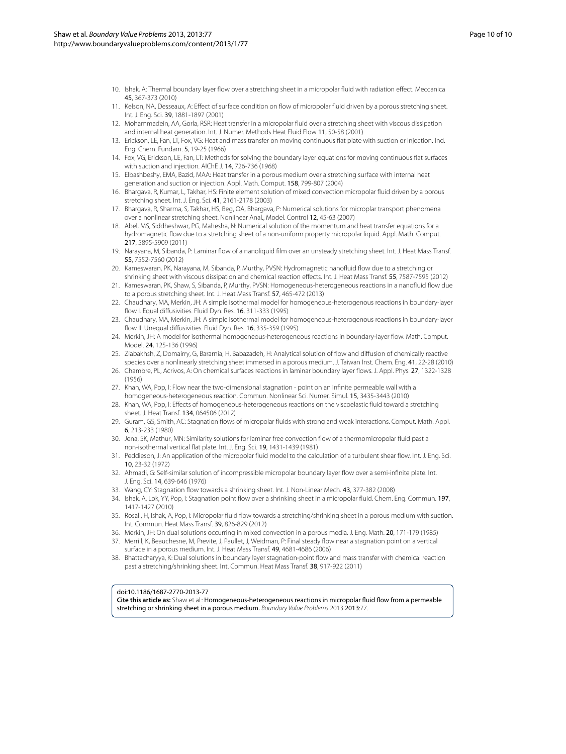10. Ishak, A: Thermal boundary layer flow over a stretching sheet in a micropolar fluid with radiation effect. Meccanica **45**, 367-373 (2010)
11. Kelson, NA, Desseaux, A: Effect of surface condition on flow of micropolar fluid driven by a porous stretching sheet. Int. J. Eng. Sci. **39**, 1881-1897 (2001)
12. Mohammadein, AA, Gorla, RSR: Heat transfer in a micropolar fluid over a stretching sheet with viscous dissipation and internal heat generation. Int. J. Numer. Methods Heat Fluid Flow **11**, 50-58 (2001)
13. Erickson, LE, Fan, LT, Fox, VG: Heat and mass transfer on moving continuous flat plate with suction or injection. Ind. Eng. Chem. Fundam. **5**, 19-25 (1966)
14. Fox, VG, Erickson, LE, Fan, LT: Methods for solving the boundary layer equations for moving continuous flat surfaces with suction and injection. AIChE J. **14**, 726-736 (1968)
15. Elbashbeshy, EMA, Bazid, MAA: Heat transfer in a porous medium over a stretching surface with internal heat generation and suction or injection. Appl. Math. Comput. **158**, 799-807 (2004)
16. Bhargava, R, Kumar, L, Takhar, HS: Finite element solution of mixed convection micropolar fluid driven by a porous stretching sheet. Int. J. Eng. Sci. **41**, 2161-2178 (2003)
17. Bhargava, R, Sharma, S, Takhar, HS, Beg, OA, Bhargava, P: Numerical solutions for microplar transport phenomena over a nonlinear stretching sheet. Nonlinear Anal., Model. Control **12**, 45-63 (2007)
18. Abel, MS, Siddheshwar, PG, Mahesha, N: Numerical solution of the momentum and heat transfer equations for a hydromagnetic flow due to a stretching sheet of a non-uniform property micropolar liquid. Appl. Math. Comput. **217**, 5895-5909 (2011)
19. Narayana, M, Sibanda, P: Laminar flow of a nanoliquid film over an unsteady stretching sheet. Int. J. Heat Mass Transf. **55**, 7552-7560 (2012)
20. Kameswaran, PK, Narayana, M, Sibanda, P, Murthy, PVSN: Hydromagnetic nanofluid flow due to a stretching or shrinking sheet with viscous dissipation and chemical reaction effects. Int. J. Heat Mass Transf. **55**, 7587-7595 (2012)
21. Kameswaran, PK, Shaw, S, Sibanda, P, Murthy, PVSN: Homogeneous-heterogeneous reactions in a nanofluid flow due to a porous stretching sheet. Int. J. Heat Mass Transf. **57**, 465-472 (2013)
22. Chaudhary, MA, Merkin, JH: A simple isothermal model for homogeneous-heterogenous reactions in boundary-layer flow I. Equal diffusivities. Fluid Dyn. Res. **16**, 311-333 (1995)
23. Chaudhary, MA, Merkin, JH: A simple isothermal model for homogeneous-heterogenous reactions in boundary-layer flow II. Unequal diffusivities. Fluid Dyn. Res. **16**, 335-359 (1995)
24. Merkin, JH: A model for isothermal homogeneous-heterogeneous reactions in boundary-layer flow. Math. Comput. Model. **24**, 125-136 (1996)
25. Ziabakhsh, Z, Domairry, G, Bararnia, H, Babazadeh, H: Analytical solution of flow and diffusion of chemically reactive species over a nonlinearly stretching sheet immersed in a porous medium. J. Taiwan Inst. Chem. Eng. **41**, 22-28 (2010)
26. Chambre, PL, Acrivos, A: On chemical surfaces reactions in laminar boundary layer flows. J. Appl. Phys. **27**, 1322-1328 (1956)
27. Khan, WA, Pop, I: Flow near the two-dimensional stagnation - point on an infinite permeable wall with a homogeneous-heterogeneous reaction. Commun. Nonlinear Sci. Numer. Simul. **15**, 3435-3443 (2010)
28. Khan, WA, Pop, I: Effects of homogeneous-heterogeneous reactions on the viscoelastic fluid toward a stretching sheet. J. Heat Transf. **134**, 064506 (2012)
29. Guram, GS, Smith, AC: Stagnation flows of micropolar fluids with strong and weak interactions. Comput. Math. Appl. **6**, 213-233 (1980)
30. Jena, SK, Mathur, MN: Similarity solutions for laminar free convection flow of a thermomicropolar fluid past a non-isothermal vertical flat plate. Int. J. Eng. Sci. **19**, 1431-1439 (1981)
31. Peddieson, J: An application of the micropolar fluid model to the calculation of a turbulent shear flow. Int. J. Eng. Sci. **10**, 23-32 (1972)
32. Ahmadi, G: Self-similar solution of incompressible micropolar boundary layer flow over a semi-infinite plate. Int. J. Eng. Sci. **14**, 639-646 (1976)
33. Wang, CY: Stagnation flow towards a shrinking sheet. Int. J. Non-Linear Mech. **43**, 377-382 (2008)
34. Ishak, A, Lok, YY, Pop, I: Stagnation point flow over a shrinking sheet in a micropolar fluid. Chem. Eng. Commun. **197**, 1417-1427 (2010)
35. Rosali, H, Ishak, A, Pop, I: Micropolar fluid flow towards a stretching/shrinking sheet in a porous medium with suction. Int. Commun. Heat Mass Transf. **39**, 826-829 (2012)
36. Merkin, JH: On dual solutions occurring in mixed convection in a porous media. J. Eng. Math. **20**, 171-179 (1985)
37. Merrill, K, Beauchesne, M, Previte, J, Paullet, J, Weidman, P: Final steady flow near a stagnation point on a vertical surface in a porous medium. Int. J. Heat Mass Transf. **49**, 4681-4686 (2006)
38. Bhattacharyya, K: Dual solutions in boundary layer stagnation-point flow and mass transfer with chemical reaction past a stretching/shrinking sheet. Int. Commun. Heat Mass Transf. **38**, 917-922 (2011)

doi:10.1186/1687-2770-2013-77

**Cite this article as:** Shaw et al.: Homogeneous-heterogeneous reactions in micropolar fluid flow from a permeable stretching or shrinking sheet in a porous medium. *Boundary Value Problems* 2013 **2013**:77.